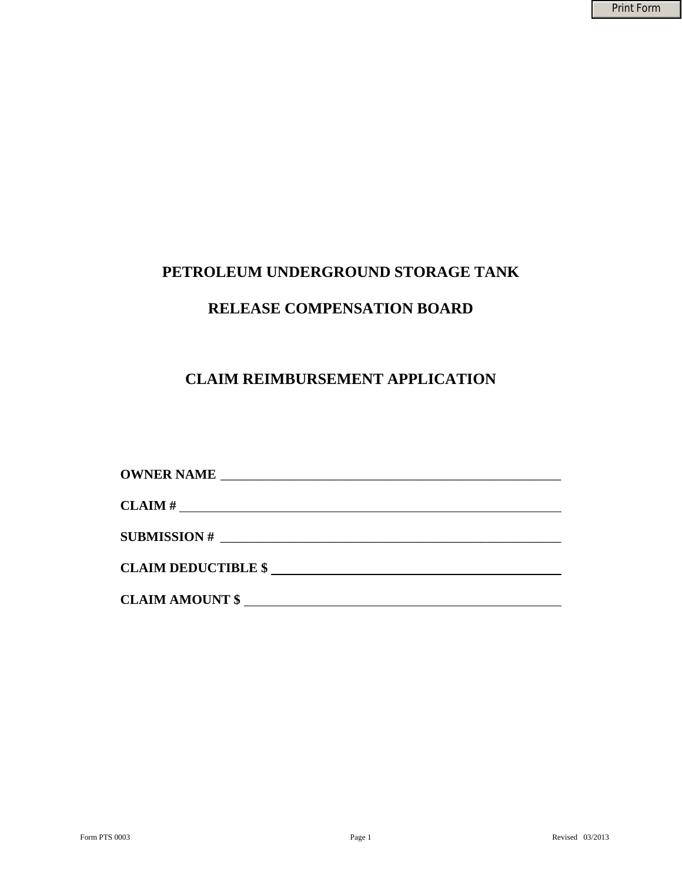# PETROLEUM UNDERGROUND STORAGE TANK

# RELEASE COMPENSATION BOARD

## CLAIM REIMBURSEMENT APPLICATION

**OWNER NAME** ______________________________________________

**CLAIM #** ______________________________________________

**SUBMISSION #** ______________________________________________

**CLAIM DEDUCTIBLE $** ______________________________________________

**CLAIM AMOUNT $** ______________________________________________

Form PTS 0003 Revised 03/2013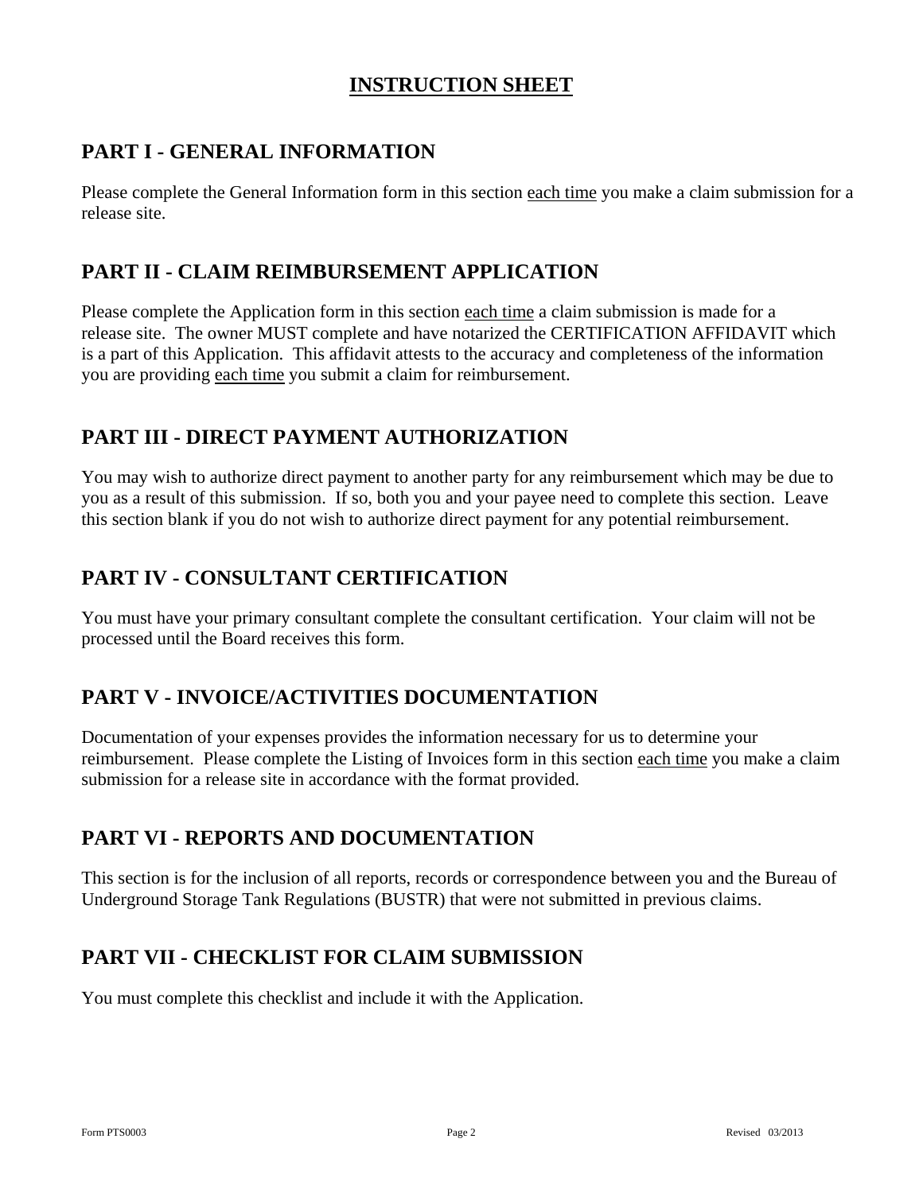# INSTRUCTION SHEET

## PART I - GENERAL INFORMATION

Please complete the General Information form in this section each time you make a claim submission for a release site.

## PART II - CLAIM REIMBURSEMENT APPLICATION

Please complete the Application form in this section each time a claim submission is made for a release site. The owner MUST complete and have notarized the CERTIFICATION AFFIDAVIT which is a part of this Application. This affidavit attests to the accuracy and completeness of the information you are providing each time you submit a claim for reimbursement.

## PART III - DIRECT PAYMENT AUTHORIZATION

You may wish to authorize direct payment to another party for any reimbursement which may be due to you as a result of this submission. If so, both you and your payee need to complete this section. Leave this section blank if you do not wish to authorize direct payment for any potential reimbursement.

## PART IV - CONSULTANT CERTIFICATION

You must have your primary consultant complete the consultant certification. Your claim will not be processed until the Board receives this form.

## PART V - INVOICE/ACTIVITIES DOCUMENTATION

Documentation of your expenses provides the information necessary for us to determine your reimbursement. Please complete the Listing of Invoices form in this section each time you make a claim submission for a release site in accordance with the format provided.

## PART VI - REPORTS AND DOCUMENTATION

This section is for the inclusion of all reports, records or correspondence between you and the Bureau of Underground Storage Tank Regulations (BUSTR) that were not submitted in previous claims.

## PART VII - CHECKLIST FOR CLAIM SUBMISSION

You must complete this checklist and include it with the Application.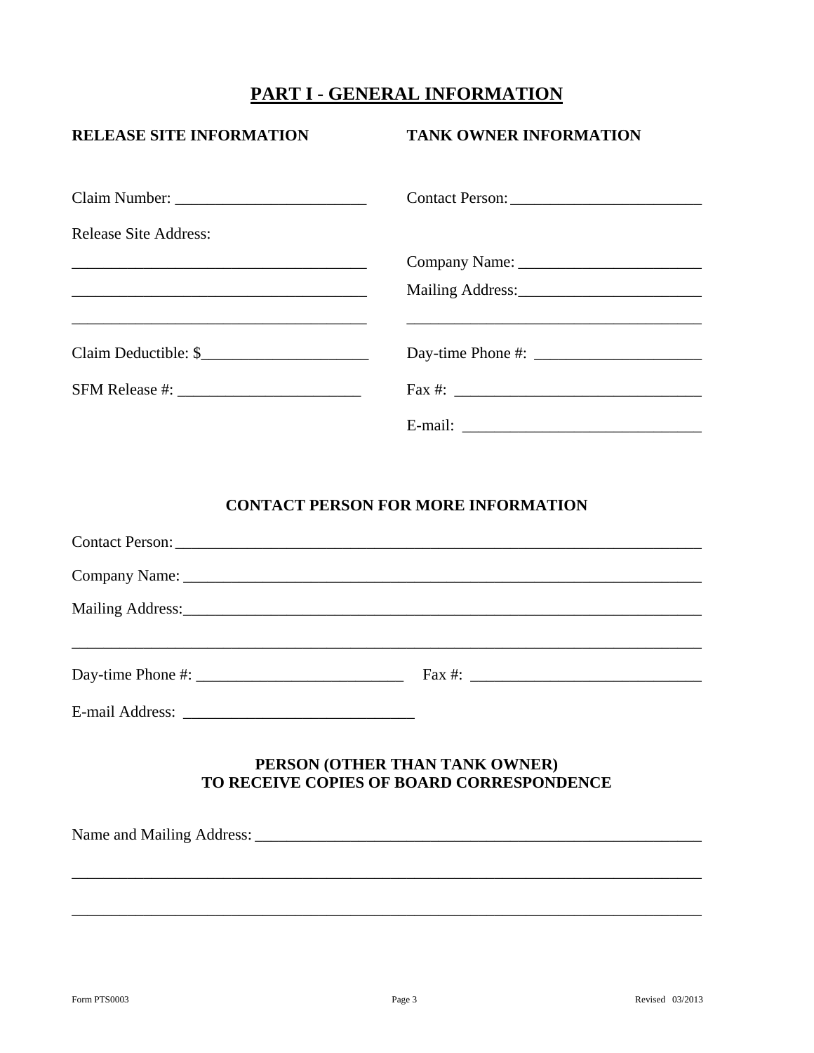# PART I - GENERAL INFORMATION

**RELEASE SITE INFORMATION**

Claim Number: ________________________

Release Site Address:

_____________________________________

_____________________________________

_____________________________________

Claim Deductible: $_____________________

SFM Release #: _______________________

**TANK OWNER INFORMATION**

Contact Person: ________________________

Company Name: _______________________

Mailing Address: _______________________

_____________________________________

Day-time Phone #: _____________________

Fax #: ______________________________

E-mail: _____________________________

**CONTACT PERSON FOR MORE INFORMATION**

Contact Person: ____________________________________________________________________

Company Name: ____________________________________________________________________

Mailing Address: ____________________________________________________________________

_____________________________________________________________________________

Day-time Phone #: __________________________ Fax #: _____________________________

E-mail Address: ____________________________

**PERSON (OTHER THAN TANK OWNER)**
**TO RECEIVE COPIES OF BOARD CORRESPONDENCE**

Name and Mailing Address: ________________________________________________________

_____________________________________________________________________________

_____________________________________________________________________________

Form PTS0003 Revised 03/2013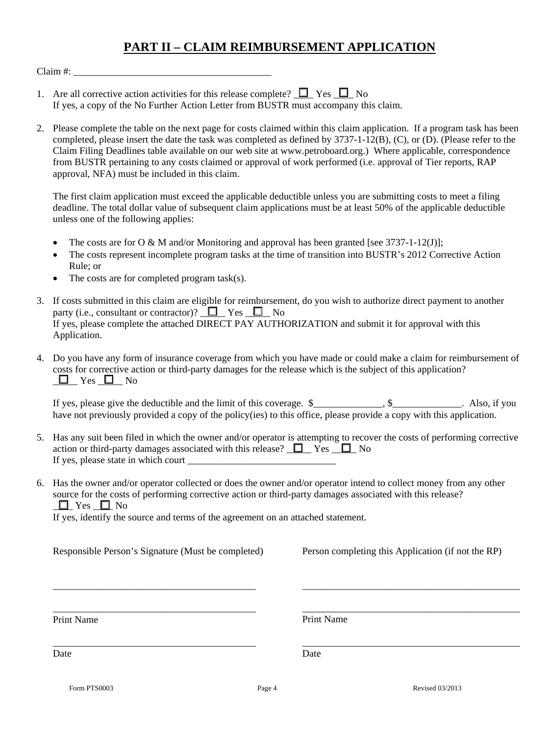# PART II – CLAIM REIMBURSEMENT APPLICATION

Claim #: ________________________________________

1. Are all corrective action activities for this release complete? ☐ Yes ☐ No
   If yes, a copy of the No Further Action Letter from BUSTR must accompany this claim.

2. Please complete the table on the next page for costs claimed within this claim application. If a program task has been completed, please insert the date the task was completed as defined by 3737-1-12(B), (C), or (D). (Please refer to the Claim Filing Deadlines table available on our web site at www.petroboard.org.) Where applicable, correspondence from BUSTR pertaining to any costs claimed or approval of work performed (i.e. approval of Tier reports, RAP approval, NFA) must be included in this claim.

   The first claim application must exceed the applicable deductible unless you are submitting costs to meet a filing deadline. The total dollar value of subsequent claim applications must be at least 50% of the applicable deductible unless one of the following applies:

   - The costs are for O & M and/or Monitoring and approval has been granted [see 3737-1-12(J)];
   - The costs represent incomplete program tasks at the time of transition into BUSTR's 2012 Corrective Action Rule; or
   - The costs are for completed program task(s).

3. If costs submitted in this claim are eligible for reimbursement, do you wish to authorize direct payment to another party (i.e., consultant or contractor)? ☐ Yes ☐ No
   If yes, please complete the attached DIRECT PAY AUTHORIZATION and submit it for approval with this Application.

4. Do you have any form of insurance coverage from which you have made or could make a claim for reimbursement of costs for corrective action or third-party damages for the release which is the subject of this application?
   ☐ Yes ☐ No

   If yes, please give the deductible and the limit of this coverage. $______________, $______________. Also, if you have not previously provided a copy of the policy(ies) to this office, please provide a copy with this application.

5. Has any suit been filed in which the owner and/or operator is attempting to recover the costs of performing corrective action or third-party damages associated with this release? ☐ Yes ☐ No
   If yes, please state in which court ______________________________

6. Has the owner and/or operator collected or does the owner and/or operator intend to collect money from any other source for the costs of performing corrective action or third-party damages associated with this release?
   ☐ Yes ☐ No
   If yes, identify the source and terms of the agreement on an attached statement.

Responsible Person's Signature (Must be completed)

__________________________________________

__________________________________________
Print Name

__________________________________________
Date

Person completing this Application (if not the RP)

__________________________________________

__________________________________________
Print Name

__________________________________________
Date

Form PTS0003 Revised 03/2013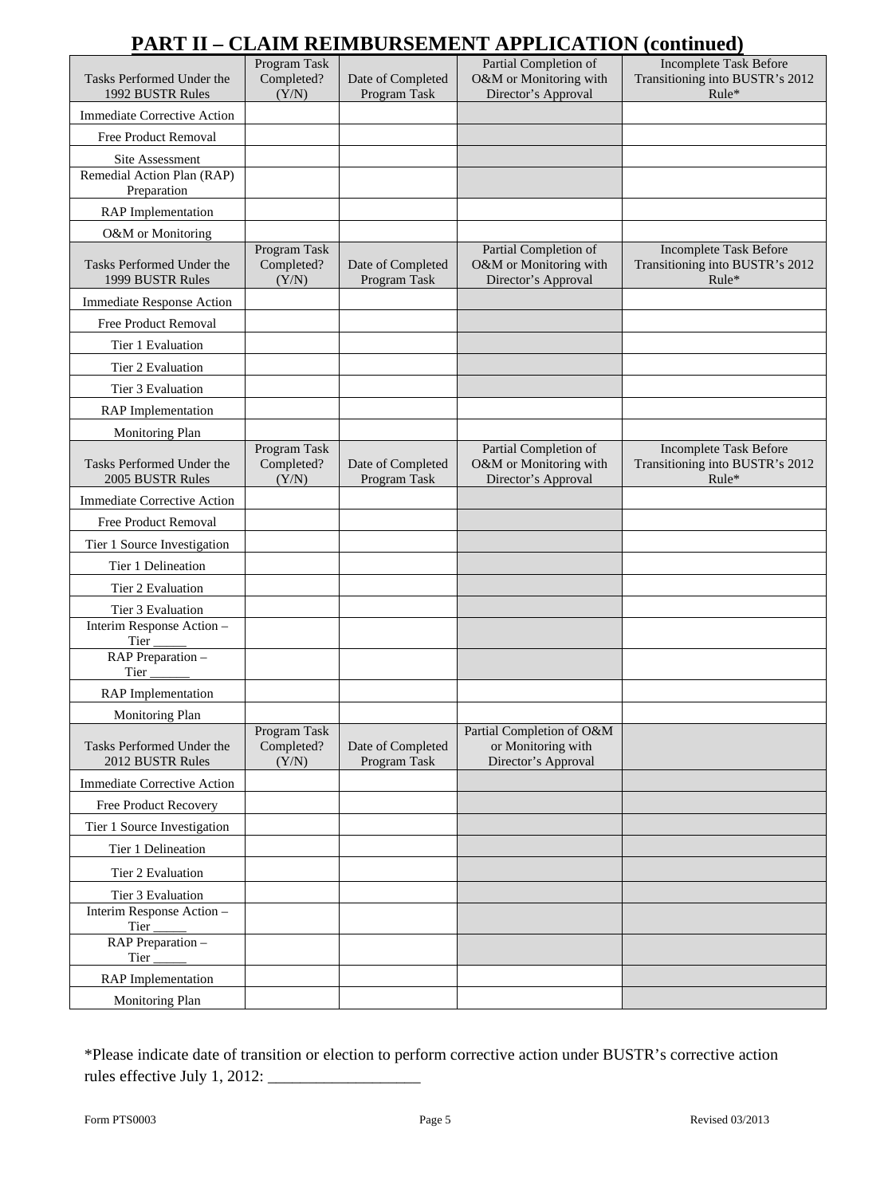## PART II – CLAIM REIMBURSEMENT APPLICATION (continued)

| Tasks Performed Under the 1992 BUSTR Rules | Program Task Completed? (Y/N) | Date of Completed Program Task | Partial Completion of O&M or Monitoring with Director's Approval | Incomplete Task Before Transitioning into BUSTR's 2012 Rule* |
|---|---|---|---|---|
| Immediate Corrective Action | | | | |
| Free Product Removal | | | | |
| Site Assessment | | | | |
| Remedial Action Plan (RAP) Preparation | | | | |
| RAP Implementation | | | | |
| O&M or Monitoring | | | | |
| **Tasks Performed Under the 1999 BUSTR Rules** | **Program Task Completed? (Y/N)** | **Date of Completed Program Task** | **Partial Completion of O&M or Monitoring with Director's Approval** | **Incomplete Task Before Transitioning into BUSTR's 2012 Rule*** |
| Immediate Response Action | | | | |
| Free Product Removal | | | | |
| Tier 1 Evaluation | | | | |
| Tier 2 Evaluation | | | | |
| Tier 3 Evaluation | | | | |
| RAP Implementation | | | | |
| Monitoring Plan | | | | |
| **Tasks Performed Under the 2005 BUSTR Rules** | **Program Task Completed? (Y/N)** | **Date of Completed Program Task** | **Partial Completion of O&M or Monitoring with Director's Approval** | **Incomplete Task Before Transitioning into BUSTR's 2012 Rule*** |
| Immediate Corrective Action | | | | |
| Free Product Removal | | | | |
| Tier 1 Source Investigation | | | | |
| Tier 1 Delineation | | | | |
| Tier 2 Evaluation | | | | |
| Tier 3 Evaluation | | | | |
| Interim Response Action – Tier _____ | | | | |
| RAP Preparation – Tier ______ | | | | |
| RAP Implementation | | | | |
| Monitoring Plan | | | | |
| **Tasks Performed Under the 2012 BUSTR Rules** | **Program Task Completed? (Y/N)** | **Date of Completed Program Task** | **Partial Completion of O&M or Monitoring with Director's Approval** | |
| Immediate Corrective Action | | | | |
| Free Product Recovery | | | | |
| Tier 1 Source Investigation | | | | |
| Tier 1 Delineation | | | | |
| Tier 2 Evaluation | | | | |
| Tier 3 Evaluation | | | | |
| Interim Response Action – Tier _____ | | | | |
| RAP Preparation – Tier _____ | | | | |
| RAP Implementation | | | | |
| Monitoring Plan | | | | |

*Please indicate date of transition or election to perform corrective action under BUSTR's corrective action rules effective July 1, 2012: ___________________

Form PTS0003 Revised 03/2013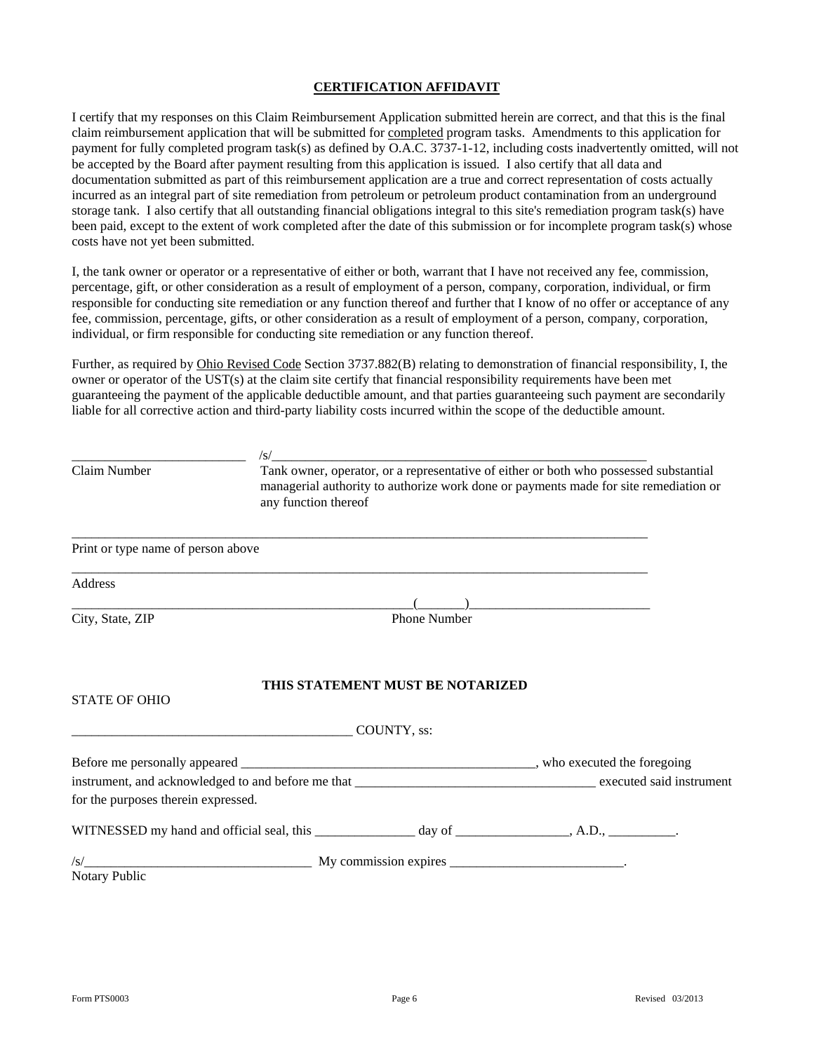## CERTIFICATION AFFIDAVIT

I certify that my responses on this Claim Reimbursement Application submitted herein are correct, and that this is the final claim reimbursement application that will be submitted for completed program tasks. Amendments to this application for payment for fully completed program task(s) as defined by O.A.C. 3737-1-12, including costs inadvertently omitted, will not be accepted by the Board after payment resulting from this application is issued. I also certify that all data and documentation submitted as part of this reimbursement application are a true and correct representation of costs actually incurred as an integral part of site remediation from petroleum or petroleum product contamination from an underground storage tank. I also certify that all outstanding financial obligations integral to this site's remediation program task(s) have been paid, except to the extent of work completed after the date of this submission or for incomplete program task(s) whose costs have not yet been submitted.

I, the tank owner or operator or a representative of either or both, warrant that I have not received any fee, commission, percentage, gift, or other consideration as a result of employment of a person, company, corporation, individual, or firm responsible for conducting site remediation or any function thereof and further that I know of no offer or acceptance of any fee, commission, percentage, gifts, or other consideration as a result of employment of a person, company, corporation, individual, or firm responsible for conducting site remediation or any function thereof.

Further, as required by Ohio Revised Code Section 3737.882(B) relating to demonstration of financial responsibility, I, the owner or operator of the UST(s) at the claim site certify that financial responsibility requirements have been met guaranteeing the payment of the applicable deductible amount, and that parties guaranteeing such payment are secondarily liable for all corrective action and third-party liability costs incurred within the scope of the deductible amount.

__________________________ /s/__________________________________________________________

Claim Number — Tank owner, operator, or a representative of either or both who possessed substantial managerial authority to authorize work done or payments made for site remediation or any function thereof

________________________________________________________________________________________

Print or type name of person above

________________________________________________________________________________________

Address

______________________________________________________(_______)___________________________

City, State, ZIP — Phone Number

**THIS STATEMENT MUST BE NOTARIZED**

STATE OF OHIO

__________________________________________ COUNTY, ss:

Before me personally appeared _____________________________________________, who executed the foregoing instrument, and acknowledged to and before me that ____________________________________ executed said instrument for the purposes therein expressed.

WITNESSED my hand and official seal, this _______________ day of _________________, A.D., __________.

/s/__________________________________ My commission expires __________________________.

Notary Public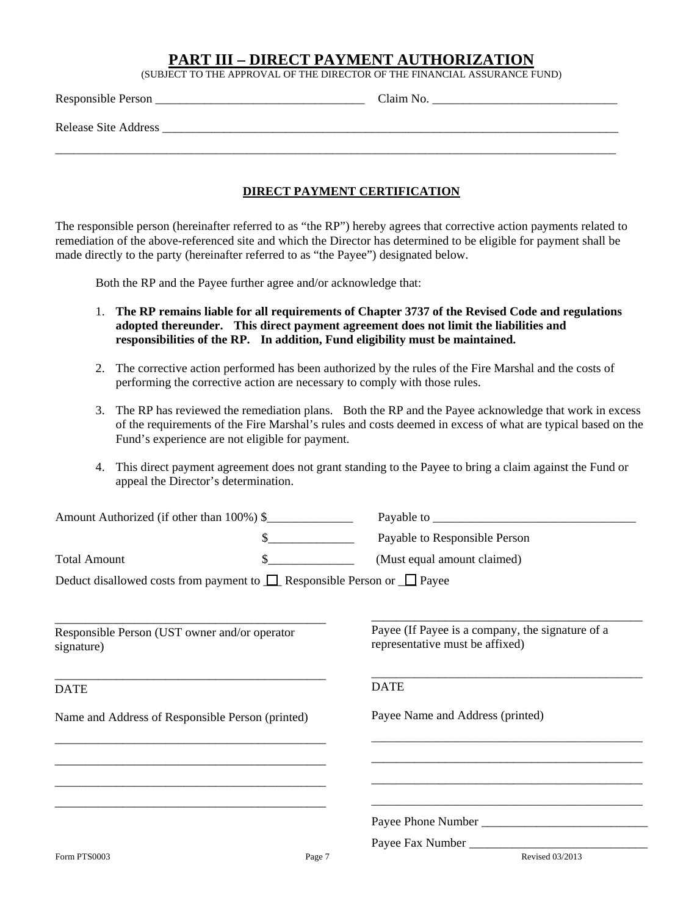# PART III – DIRECT PAYMENT AUTHORIZATION

(SUBJECT TO THE APPROVAL OF THE DIRECTOR OF THE FINANCIAL ASSURANCE FUND)

Responsible Person __________________________________ Claim No. ______________________________

Release Site Address ______________________________________________________________________________

_____________________________________________________________________________________________

## DIRECT PAYMENT CERTIFICATION

The responsible person (hereinafter referred to as "the RP") hereby agrees that corrective action payments related to remediation of the above-referenced site and which the Director has determined to be eligible for payment shall be made directly to the party (hereinafter referred to as "the Payee") designated below.

Both the RP and the Payee further agree and/or acknowledge that:

1. **The RP remains liable for all requirements of Chapter 3737 of the Revised Code and regulations adopted thereunder. This direct payment agreement does not limit the liabilities and responsibilities of the RP. In addition, Fund eligibility must be maintained.**
2. The corrective action performed has been authorized by the rules of the Fire Marshal and the costs of performing the corrective action are necessary to comply with those rules.
3. The RP has reviewed the remediation plans. Both the RP and the Payee acknowledge that work in excess of the requirements of the Fire Marshal's rules and costs deemed in excess of what are typical based on the Fund's experience are not eligible for payment.
4. This direct payment agreement does not grant standing to the Payee to bring a claim against the Fund or appeal the Director's determination.

Amount Authorized (if other than 100%) $______________ Payable to __________________________________

$______________ Payable to Responsible Person

Total Amount $______________ (Must equal amount claimed)

Deduct disallowed costs from payment to ☐ Responsible Person or ☐ Payee

_____________________________________________
Responsible Person (UST owner and/or operator signature)

_____________________________________________
DATE

Name and Address of Responsible Person (printed)

_____________________________________________

_____________________________________________

_____________________________________________

_____________________________________________

_____________________________________________
Payee (If Payee is a company, the signature of a representative must be affixed)

_____________________________________________
DATE

Payee Name and Address (printed)

_____________________________________________

_____________________________________________

_____________________________________________

_____________________________________________

Payee Phone Number ___________________________

Payee Fax Number _____________________________

Form PTS0003 Revised 03/2013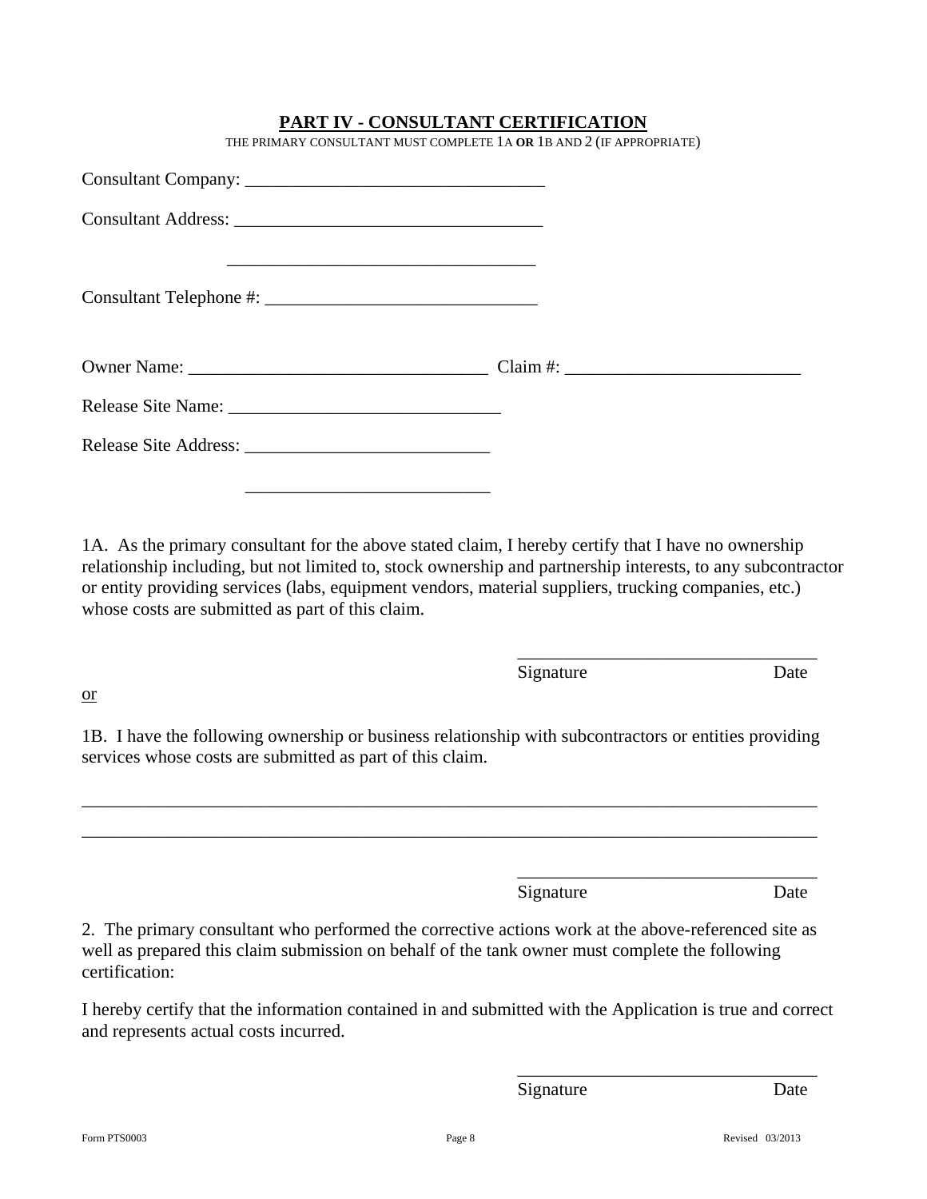## PART IV - CONSULTANT CERTIFICATION

THE PRIMARY CONSULTANT MUST COMPLETE 1A **OR** 1B AND 2 (IF APPROPRIATE)

Consultant Company: _________________________________

Consultant Address: __________________________________

__________________________________

Consultant Telephone #: ______________________________

Owner Name: _________________________________ Claim #: _________________________

Release Site Name: ______________________________

Release Site Address: ___________________________

___________________________

1A. As the primary consultant for the above stated claim, I hereby certify that I have no ownership relationship including, but not limited to, stock ownership and partnership interests, to any subcontractor or entity providing services (labs, equipment vendors, material suppliers, trucking companies, etc.) whose costs are submitted as part of this claim.

_________________________________

Signature Date

or

1B. I have the following ownership or business relationship with subcontractors or entities providing services whose costs are submitted as part of this claim.

_________________________________________________________________________________

_________________________________________________________________________________

_________________________________

Signature Date

2. The primary consultant who performed the corrective actions work at the above-referenced site as well as prepared this claim submission on behalf of the tank owner must complete the following certification:

I hereby certify that the information contained in and submitted with the Application is true and correct and represents actual costs incurred.

_________________________________

Signature Date

Form PTS0003 Revised 03/2013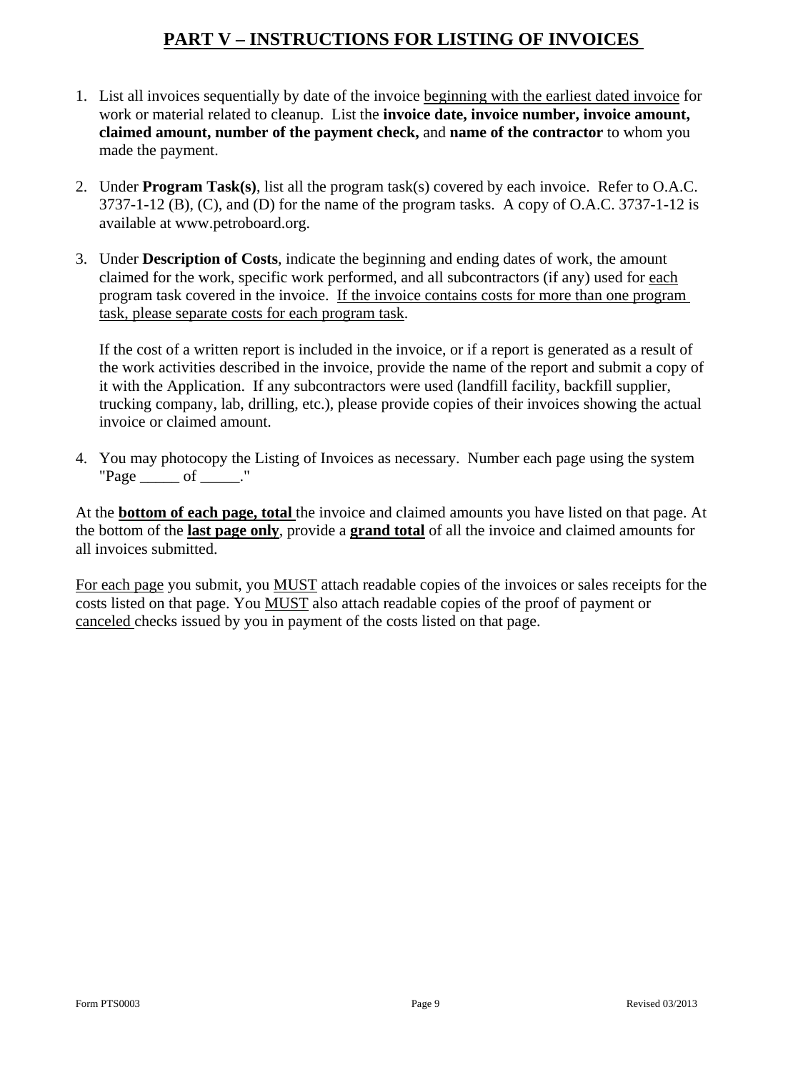# PART V – INSTRUCTIONS FOR LISTING OF INVOICES

1. List all invoices sequentially by date of the invoice beginning with the earliest dated invoice for work or material related to cleanup. List the **invoice date, invoice number, invoice amount, claimed amount, number of the payment check,** and **name of the contractor** to whom you made the payment.

2. Under **Program Task(s)**, list all the program task(s) covered by each invoice. Refer to O.A.C. 3737-1-12 (B), (C), and (D) for the name of the program tasks. A copy of O.A.C. 3737-1-12 is available at www.petroboard.org.

3. Under **Description of Costs**, indicate the beginning and ending dates of work, the amount claimed for the work, specific work performed, and all subcontractors (if any) used for each program task covered in the invoice. If the invoice contains costs for more than one program task, please separate costs for each program task.

   If the cost of a written report is included in the invoice, or if a report is generated as a result of the work activities described in the invoice, provide the name of the report and submit a copy of it with the Application. If any subcontractors were used (landfill facility, backfill supplier, trucking company, lab, drilling, etc.), please provide copies of their invoices showing the actual invoice or claimed amount.

4. You may photocopy the Listing of Invoices as necessary. Number each page using the system "Page _____ of _____."

At the **bottom of each page, total** the invoice and claimed amounts you have listed on that page. At the bottom of the **last page only**, provide a **grand total** of all the invoice and claimed amounts for all invoices submitted.

For each page you submit, you MUST attach readable copies of the invoices or sales receipts for the costs listed on that page. You MUST also attach readable copies of the proof of payment or canceled checks issued by you in payment of the costs listed on that page.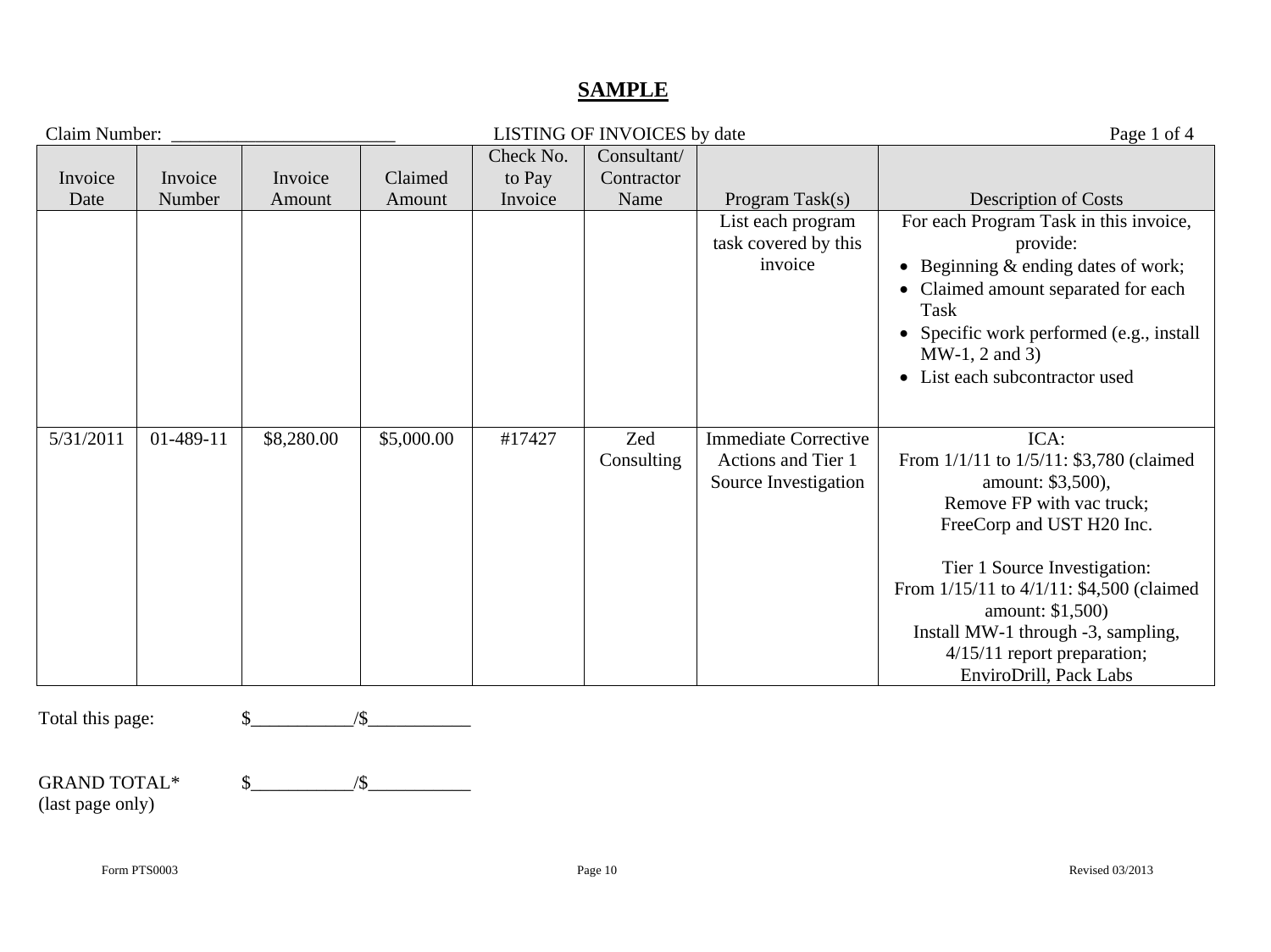# SAMPLE

Claim Number: _______________________ LISTING OF INVOICES by date Page 1 of 4

| Invoice Date | Invoice Number | Invoice Amount | Claimed Amount | Check No. to Pay Invoice | Consultant/ Contractor Name | Program Task(s) | Description of Costs |
|---|---|---|---|---|---|---|---|
| | | | | | | List each program task covered by this invoice | For each Program Task in this invoice, provide:<br>• Beginning & ending dates of work;<br>• Claimed amount separated for each Task<br>• Specific work performed (e.g., install MW-1, 2 and 3)<br>• List each subcontractor used |
| 5/31/2011 | 01-489-11 | $8,280.00 | $5,000.00 | #17427 | Zed Consulting | Immediate Corrective Actions and Tier 1 Source Investigation | ICA:<br>From 1/1/11 to 1/5/11: $3,780 (claimed amount: $3,500),<br>Remove FP with vac truck;<br>FreeCorp and UST H20 Inc.<br><br>Tier 1 Source Investigation:<br>From 1/15/11 to 4/1/11: $4,500 (claimed amount: $1,500)<br>Install MW-1 through -3, sampling, 4/15/11 report preparation;<br>EnviroDrill, Pack Labs |

Total this page: $___________/$___________

GRAND TOTAL* $___________/$___________
(last page only)

Form PTS0003 Revised 03/2013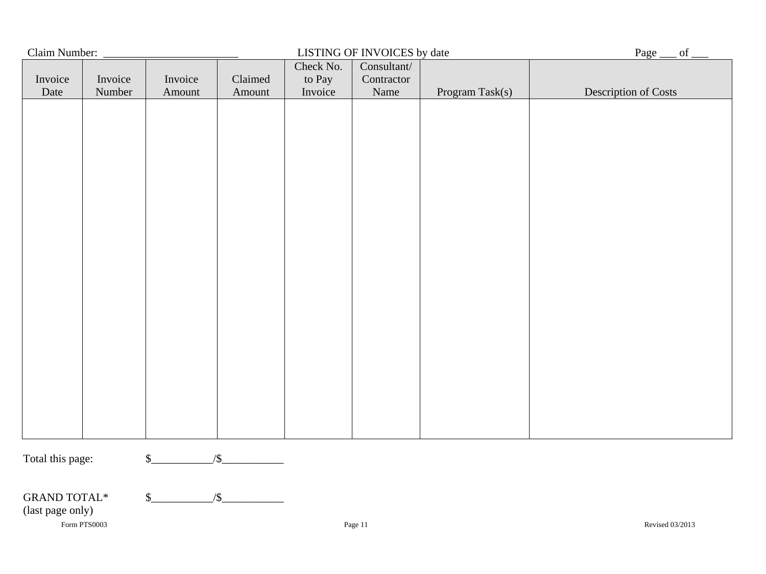Claim Number: _______________________ LISTING OF INVOICES by date Page ___ of ___

| Invoice Date | Invoice Number | Invoice Amount | Claimed Amount | Check No. to Pay Invoice | Consultant/ Contractor Name | Program Task(s) | Description of Costs |
|---|---|---|---|---|---|---|---|
| | | | | | | | |

Total this page: $___________/$___________

GRAND TOTAL* $___________/$___________
(last page only)

Form PTS0003 Revised 03/2013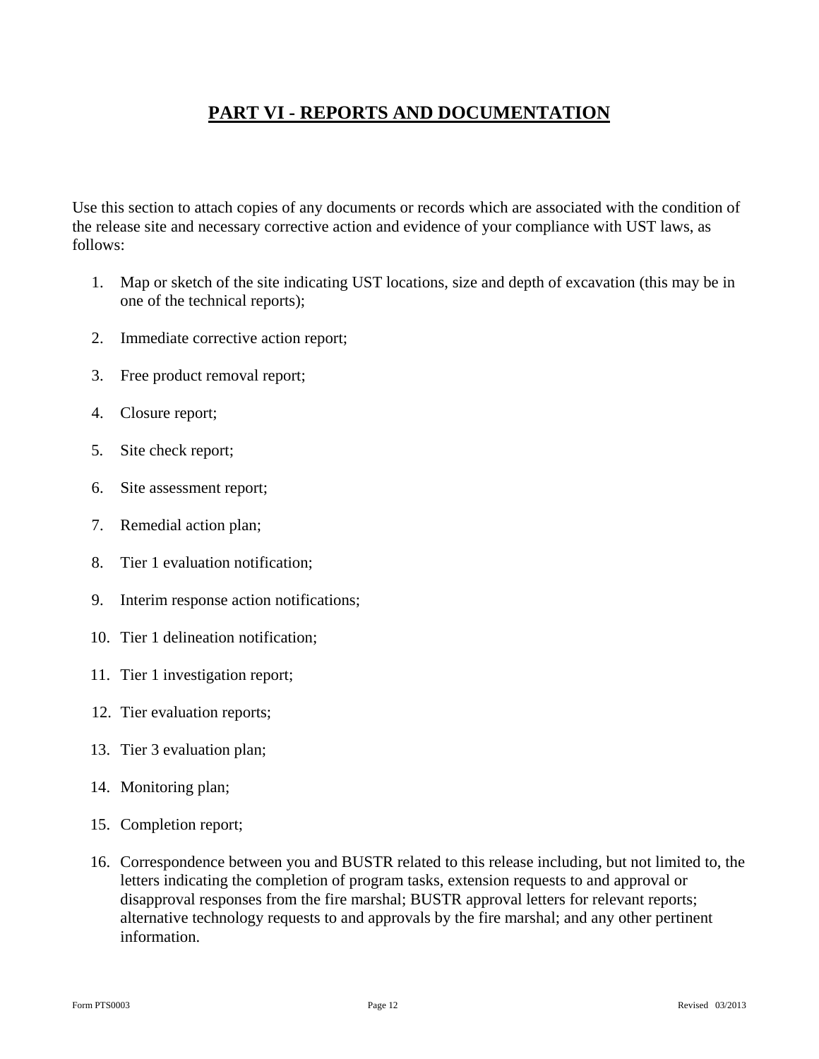# PART VI - REPORTS AND DOCUMENTATION

Use this section to attach copies of any documents or records which are associated with the condition of the release site and necessary corrective action and evidence of your compliance with UST laws, as follows:

1. Map or sketch of the site indicating UST locations, size and depth of excavation (this may be in one of the technical reports);
2. Immediate corrective action report;
3. Free product removal report;
4. Closure report;
5. Site check report;
6. Site assessment report;
7. Remedial action plan;
8. Tier 1 evaluation notification;
9. Interim response action notifications;
10. Tier 1 delineation notification;
11. Tier 1 investigation report;
12. Tier evaluation reports;
13. Tier 3 evaluation plan;
14. Monitoring plan;
15. Completion report;
16. Correspondence between you and BUSTR related to this release including, but not limited to, the letters indicating the completion of program tasks, extension requests to and approval or disapproval responses from the fire marshal; BUSTR approval letters for relevant reports; alternative technology requests to and approvals by the fire marshal; and any other pertinent information.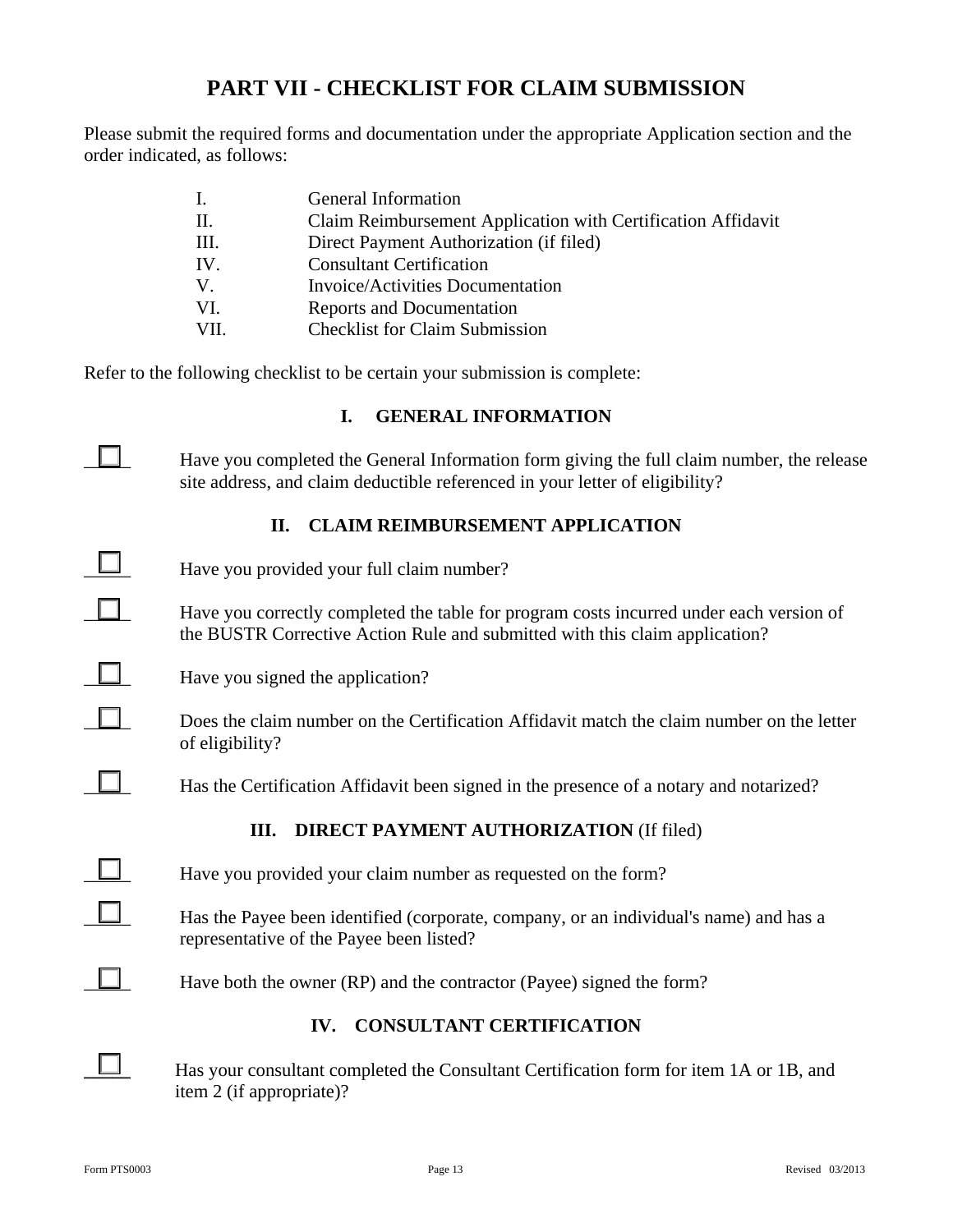# PART VII - CHECKLIST FOR CLAIM SUBMISSION

Please submit the required forms and documentation under the appropriate Application section and the order indicated, as follows:

| | |
|---|---|
| I. | General Information |
| II. | Claim Reimbursement Application with Certification Affidavit |
| III. | Direct Payment Authorization (if filed) |
| IV. | Consultant Certification |
| V. | Invoice/Activities Documentation |
| VI. | Reports and Documentation |
| VII. | Checklist for Claim Submission |

Refer to the following checklist to be certain your submission is complete:

### I. GENERAL INFORMATION

- ☐ Have you completed the General Information form giving the full claim number, the release site address, and claim deductible referenced in your letter of eligibility?

### II. CLAIM REIMBURSEMENT APPLICATION

- ☐ Have you provided your full claim number?
- ☐ Have you correctly completed the table for program costs incurred under each version of the BUSTR Corrective Action Rule and submitted with this claim application?
- ☐ Have you signed the application?
- ☐ Does the claim number on the Certification Affidavit match the claim number on the letter of eligibility?
- ☐ Has the Certification Affidavit been signed in the presence of a notary and notarized?

### III. DIRECT PAYMENT AUTHORIZATION (If filed)

- ☐ Have you provided your claim number as requested on the form?
- ☐ Has the Payee been identified (corporate, company, or an individual's name) and has a representative of the Payee been listed?
- ☐ Have both the owner (RP) and the contractor (Payee) signed the form?

### IV. CONSULTANT CERTIFICATION

- ☐ Has your consultant completed the Consultant Certification form for item 1A or 1B, and item 2 (if appropriate)?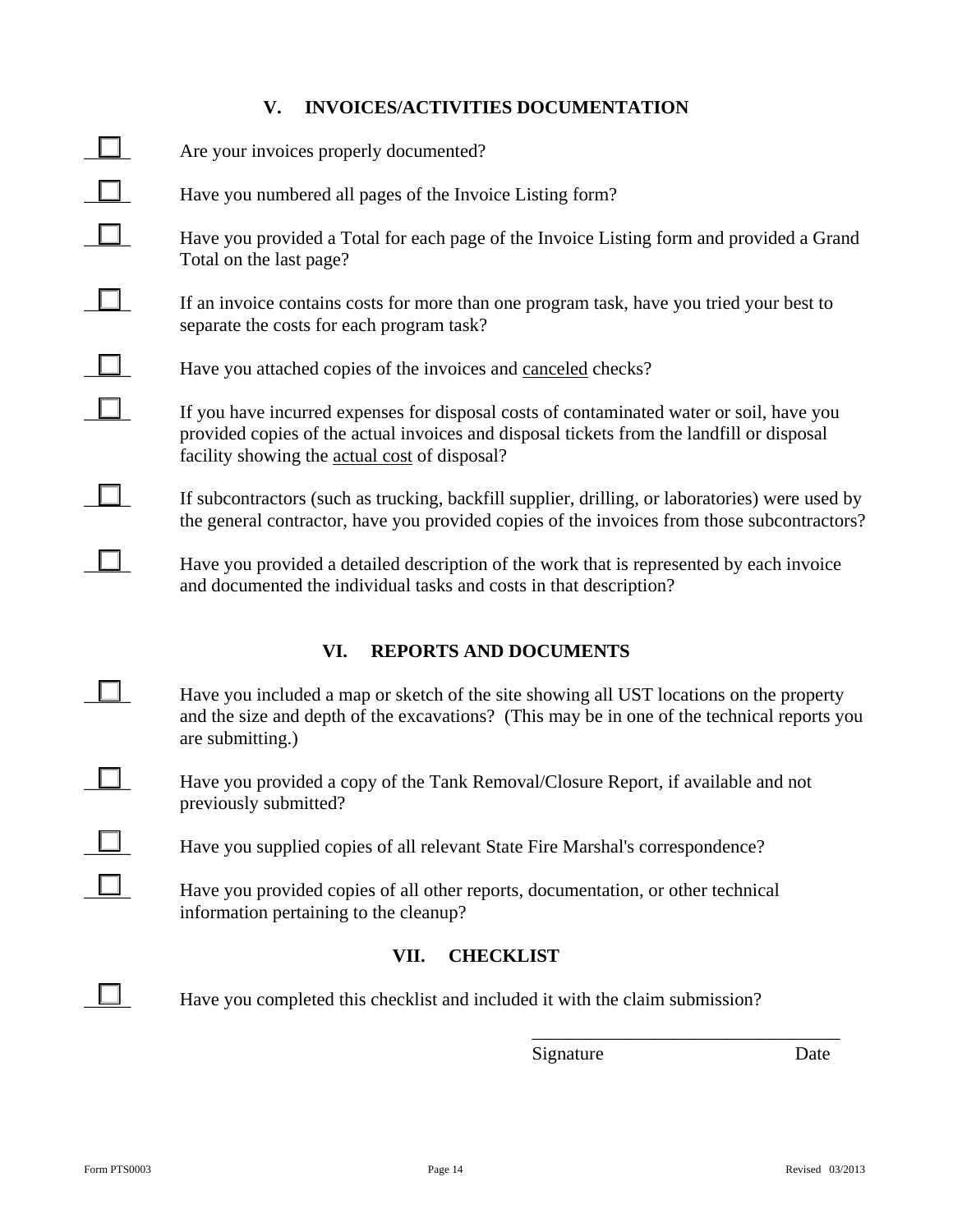## V. INVOICES/ACTIVITIES DOCUMENTATION

- ☐ Are your invoices properly documented?
- ☐ Have you numbered all pages of the Invoice Listing form?
- ☐ Have you provided a Total for each page of the Invoice Listing form and provided a Grand Total on the last page?
- ☐ If an invoice contains costs for more than one program task, have you tried your best to separate the costs for each program task?
- ☐ Have you attached copies of the invoices and <u>canceled</u> checks?
- ☐ If you have incurred expenses for disposal costs of contaminated water or soil, have you provided copies of the actual invoices and disposal tickets from the landfill or disposal facility showing the <u>actual cost</u> of disposal?
- ☐ If subcontractors (such as trucking, backfill supplier, drilling, or laboratories) were used by the general contractor, have you provided copies of the invoices from those subcontractors?
- ☐ Have you provided a detailed description of the work that is represented by each invoice and documented the individual tasks and costs in that description?

## VI. REPORTS AND DOCUMENTS

- ☐ Have you included a map or sketch of the site showing all UST locations on the property and the size and depth of the excavations? (This may be in one of the technical reports you are submitting.)
- ☐ Have you provided a copy of the Tank Removal/Closure Report, if available and not previously submitted?
- ☐ Have you supplied copies of all relevant State Fire Marshal's correspondence?
- ☐ Have you provided copies of all other reports, documentation, or other technical information pertaining to the cleanup?

## VII. CHECKLIST

- ☐ Have you completed this checklist and included it with the claim submission?

\_\_\_\_\_\_\_\_\_\_\_\_\_\_\_\_\_\_\_\_\_\_\_\_\_\_\_\_\_\_\_\_\_\_\_\_

Signature Date

Form PTS0003 Revised 03/2013